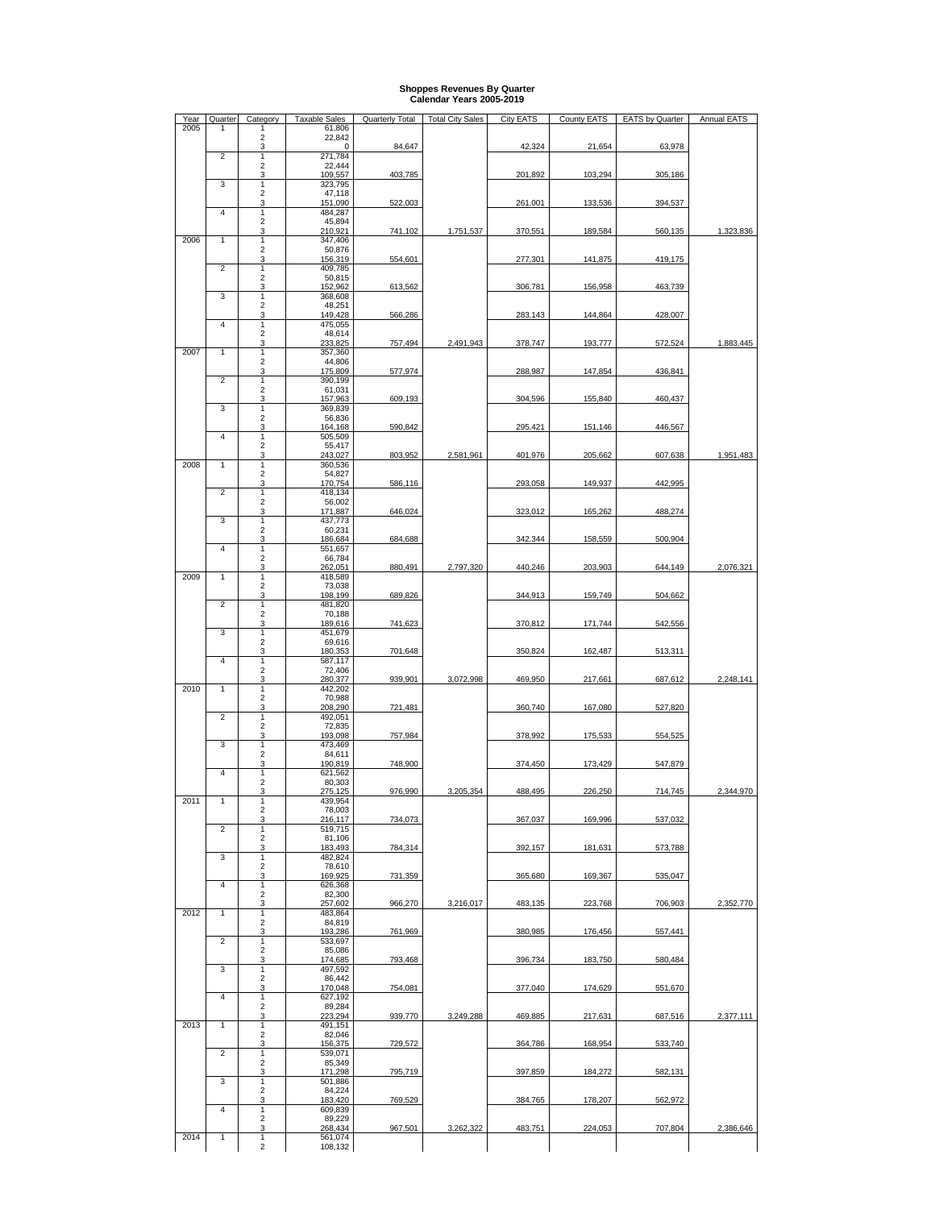# Shoppes Revenues By Quarter
## Calendar Years 2005-2019

| Year | Quarter | Category | Taxable Sales | Quarterly Total | Total City Sales | City EATS | County EATS | EATS by Quarter | Annual EATS |
|---|---|---|---|---|---|---|---|---|---|
| 2005 | 1 | 1 | 61,806 | | | | | | |
| | | 2 | 22,842 | | | | | | |
| | | 3 | 0 | 84,647 | | 42,324 | 21,654 | 63,978 | |
| | 2 | 1 | 271,784 | | | | | | |
| | | 2 | 22,444 | | | | | | |
| | | 3 | 109,557 | 403,785 | | 201,892 | 103,294 | 305,186 | |
| | 3 | 1 | 323,795 | | | | | | |
| | | 2 | 47,118 | | | | | | |
| | | 3 | 151,090 | 522,003 | | 261,001 | 133,536 | 394,537 | |
| | 4 | 1 | 484,287 | | | | | | |
| | | 2 | 45,894 | | | | | | |
| | | 3 | 210,921 | 741,102 | 1,751,537 | 370,551 | 189,584 | 560,135 | 1,323,836 |
| 2006 | 1 | 1 | 347,406 | | | | | | |
| | | 2 | 50,876 | | | | | | |
| | | 3 | 156,319 | 554,601 | | 277,301 | 141,875 | 419,175 | |
| | 2 | 1 | 409,785 | | | | | | |
| | | 2 | 50,815 | | | | | | |
| | | 3 | 152,962 | 613,562 | | 306,781 | 156,958 | 463,739 | |
| | 3 | 1 | 368,608 | | | | | | |
| | | 2 | 48,251 | | | | | | |
| | | 3 | 149,428 | 566,286 | | 283,143 | 144,864 | 428,007 | |
| | 4 | 1 | 475,055 | | | | | | |
| | | 2 | 48,614 | | | | | | |
| | | 3 | 233,825 | 757,494 | 2,491,943 | 378,747 | 193,777 | 572,524 | 1,883,445 |
| 2007 | 1 | 1 | 357,360 | | | | | | |
| | | 2 | 44,806 | | | | | | |
| | | 3 | 175,809 | 577,974 | | 288,987 | 147,854 | 436,841 | |
| | 2 | 1 | 390,199 | | | | | | |
| | | 2 | 61,031 | | | | | | |
| | | 3 | 157,963 | 609,193 | | 304,596 | 155,840 | 460,437 | |
| | 3 | 1 | 369,839 | | | | | | |
| | | 2 | 56,836 | | | | | | |
| | | 3 | 164,168 | 590,842 | | 295,421 | 151,146 | 446,567 | |
| | 4 | 1 | 505,509 | | | | | | |
| | | 2 | 55,417 | | | | | | |
| | | 3 | 243,027 | 803,952 | 2,581,961 | 401,976 | 205,662 | 607,638 | 1,951,483 |
| 2008 | 1 | 1 | 360,536 | | | | | | |
| | | 2 | 54,827 | | | | | | |
| | | 3 | 170,754 | 586,116 | | 293,058 | 149,937 | 442,995 | |
| | 2 | 1 | 418,134 | | | | | | |
| | | 2 | 56,002 | | | | | | |
| | | 3 | 171,887 | 646,024 | | 323,012 | 165,262 | 488,274 | |
| | 3 | 1 | 437,773 | | | | | | |
| | | 2 | 60,231 | | | | | | |
| | | 3 | 186,684 | 684,688 | | 342,344 | 158,559 | 500,904 | |
| | 4 | 1 | 551,657 | | | | | | |
| | | 2 | 66,784 | | | | | | |
| | | 3 | 262,051 | 880,491 | 2,797,320 | 440,246 | 203,903 | 644,149 | 2,076,321 |
| 2009 | 1 | 1 | 418,589 | | | | | | |
| | | 2 | 73,038 | | | | | | |
| | | 3 | 198,199 | 689,826 | | 344,913 | 159,749 | 504,662 | |
| | 2 | 1 | 481,820 | | | | | | |
| | | 2 | 70,188 | | | | | | |
| | | 3 | 189,616 | 741,623 | | 370,812 | 171,744 | 542,556 | |
| | 3 | 1 | 451,679 | | | | | | |
| | | 2 | 69,616 | | | | | | |
| | | 3 | 180,353 | 701,648 | | 350,824 | 162,487 | 513,311 | |
| | 4 | 1 | 587,117 | | | | | | |
| | | 2 | 72,406 | | | | | | |
| | | 3 | 280,377 | 939,901 | 3,072,998 | 469,950 | 217,661 | 687,612 | 2,248,141 |
| 2010 | 1 | 1 | 442,202 | | | | | | |
| | | 2 | 70,988 | | | | | | |
| | | 3 | 208,290 | 721,481 | | 360,740 | 167,080 | 527,820 | |
| | 2 | 1 | 492,051 | | | | | | |
| | | 2 | 72,835 | | | | | | |
| | | 3 | 193,098 | 757,984 | | 378,992 | 175,533 | 554,525 | |
| | 3 | 1 | 473,469 | | | | | | |
| | | 2 | 84,611 | | | | | | |
| | | 3 | 190,819 | 748,900 | | 374,450 | 173,429 | 547,879 | |
| | 4 | 1 | 621,562 | | | | | | |
| | | 2 | 80,303 | | | | | | |
| | | 3 | 275,125 | 976,990 | 3,205,354 | 488,495 | 226,250 | 714,745 | 2,344,970 |
| 2011 | 1 | 1 | 439,954 | | | | | | |
| | | 2 | 78,003 | | | | | | |
| | | 3 | 216,117 | 734,073 | | 367,037 | 169,996 | 537,032 | |
| | 2 | 1 | 519,715 | | | | | | |
| | | 2 | 81,106 | | | | | | |
| | | 3 | 183,493 | 784,314 | | 392,157 | 181,631 | 573,788 | |
| | 3 | 1 | 482,824 | | | | | | |
| | | 2 | 78,610 | | | | | | |
| | | 3 | 169,925 | 731,359 | | 365,680 | 169,367 | 535,047 | |
| | 4 | 1 | 626,368 | | | | | | |
| | | 2 | 82,300 | | | | | | |
| | | 3 | 257,602 | 966,270 | 3,216,017 | 483,135 | 223,768 | 706,903 | 2,352,770 |
| 2012 | 1 | 1 | 483,864 | | | | | | |
| | | 2 | 84,819 | | | | | | |
| | | 3 | 193,286 | 761,969 | | 380,985 | 176,456 | 557,441 | |
| | 2 | 1 | 533,697 | | | | | | |
| | | 2 | 85,086 | | | | | | |
| | | 3 | 174,685 | 793,468 | | 396,734 | 183,750 | 580,484 | |
| | 3 | 1 | 497,592 | | | | | | |
| | | 2 | 86,442 | | | | | | |
| | | 3 | 170,048 | 754,081 | | 377,040 | 174,629 | 551,670 | |
| | 4 | 1 | 627,192 | | | | | | |
| | | 2 | 89,284 | | | | | | |
| | | 3 | 223,294 | 939,770 | 3,249,288 | 469,885 | 217,631 | 687,516 | 2,377,111 |
| 2013 | 1 | 1 | 491,151 | | | | | | |
| | | 2 | 82,046 | | | | | | |
| | | 3 | 156,375 | 729,572 | | 364,786 | 168,954 | 533,740 | |
| | 2 | 1 | 539,071 | | | | | | |
| | | 2 | 85,349 | | | | | | |
| | | 3 | 171,298 | 795,719 | | 397,859 | 184,272 | 582,131 | |
| | 3 | 1 | 501,886 | | | | | | |
| | | 2 | 84,224 | | | | | | |
| | | 3 | 183,420 | 769,529 | | 384,765 | 178,207 | 562,972 | |
| | 4 | 1 | 609,839 | | | | | | |
| | | 2 | 89,229 | | | | | | |
| | | 3 | 268,434 | 967,501 | 3,262,322 | 483,751 | 224,053 | 707,804 | 2,386,646 |
| 2014 | 1 | 1 | 561,074 | | | | | | |
| | | 2 | 108,132 | | | | | | |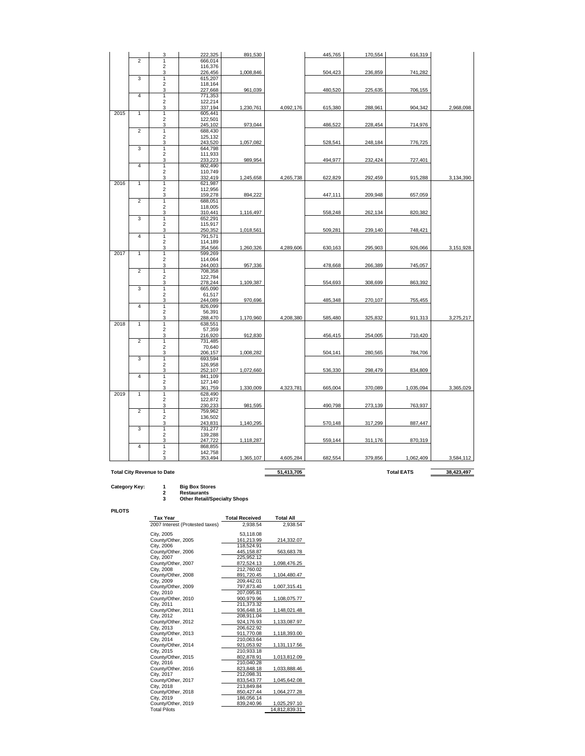| | | | | | | | | | |
|---|---|---|---|---|---|---|---|---|---|
| | | 3 | 222,325 | 891,530 | | 445,765 | 170,554 | 616,319 | |
| | 2 | 1 | 666,014 | | | | | | |
| | | 2 | 116,376 | | | | | | |
| | | 3 | 226,456 | 1,008,846 | | 504,423 | 236,859 | 741,282 | |
| | 3 | 1 | 615,207 | | | | | | |
| | | 2 | 118,164 | | | | | | |
| | | 3 | 227,668 | 961,039 | | 480,520 | 225,635 | 706,155 | |
| | 4 | 1 | 771,353 | | | | | | |
| | | 2 | 122,214 | | | | | | |
| | | 3 | 337,194 | 1,230,761 | 4,092,176 | 615,380 | 288,961 | 904,342 | 2,968,098 |
| 2015 | 1 | 1 | 605,441 | | | | | | |
| | | 2 | 122,501 | | | | | | |
| | | 3 | 245,102 | 973,044 | | 486,522 | 228,454 | 714,976 | |
| | 2 | 1 | 688,430 | | | | | | |
| | | 2 | 125,132 | | | | | | |
| | | 3 | 243,520 | 1,057,082 | | 528,541 | 248,184 | 776,725 | |
| | 3 | 1 | 644,798 | | | | | | |
| | | 2 | 111,933 | | | | | | |
| | | 3 | 233,223 | 989,954 | | 494,977 | 232,424 | 727,401 | |
| | 4 | 1 | 802,490 | | | | | | |
| | | 2 | 110,749 | | | | | | |
| | | 3 | 332,419 | 1,245,658 | 4,265,738 | 622,829 | 292,459 | 915,288 | 3,134,390 |
| 2016 | 1 | 1 | 621,987 | | | | | | |
| | | 2 | 112,956 | | | | | | |
| | | 3 | 159,278 | 894,222 | | 447,111 | 209,948 | 657,059 | |
| | 2 | 1 | 688,051 | | | | | | |
| | | 2 | 118,005 | | | | | | |
| | | 3 | 310,441 | 1,116,497 | | 558,248 | 262,134 | 820,382 | |
| | 3 | 1 | 652,291 | | | | | | |
| | | 2 | 115,917 | | | | | | |
| | | 3 | 250,352 | 1,018,561 | | 509,281 | 239,140 | 748,421 | |
| | 4 | 1 | 791,571 | | | | | | |
| | | 2 | 114,189 | | | | | | |
| | | 3 | 354,566 | 1,260,326 | 4,289,606 | 630,163 | 295,903 | 926,066 | 3,151,928 |
| 2017 | 1 | 1 | 599,269 | | | | | | |
| | | 2 | 114,064 | | | | | | |
| | | 3 | 244,003 | 957,336 | | 478,668 | 266,389 | 745,057 | |
| | 2 | 1 | 708,358 | | | | | | |
| | | 2 | 122,784 | | | | | | |
| | | 3 | 278,244 | 1,109,387 | | 554,693 | 308,699 | 863,392 | |
| | 3 | 1 | 665,090 | | | | | | |
| | | 2 | 61,517 | | | | | | |
| | | 3 | 244,089 | 970,696 | | 485,348 | 270,107 | 755,455 | |
| | 4 | 1 | 826,099 | | | | | | |
| | | 2 | 56,391 | | | | | | |
| | | 3 | 288,470 | 1,170,960 | 4,208,380 | 585,480 | 325,832 | 911,313 | 3,275,217 |
| 2018 | 1 | 1 | 638,551 | | | | | | |
| | | 2 | 57,359 | | | | | | |
| | | 3 | 216,920 | 912,830 | | 456,415 | 254,005 | 710,420 | |
| | 2 | 1 | 731,485 | | | | | | |
| | | 2 | 70,640 | | | | | | |
| | | 3 | 206,157 | 1,008,282 | | 504,141 | 280,565 | 784,706 | |
| | 3 | 1 | 693,594 | | | | | | |
| | | 2 | 126,958 | | | | | | |
| | | 3 | 252,107 | 1,072,660 | | 536,330 | 298,479 | 834,809 | |
| | 4 | 1 | 841,109 | | | | | | |
| | | 2 | 127,140 | | | | | | |
| | | 3 | 361,759 | 1,330,009 | 4,323,781 | 665,004 | 370,089 | 1,035,094 | 3,365,029 |
| 2019 | 1 | 1 | 628,490 | | | | | | |
| | | 2 | 122,872 | | | | | | |
| | | 3 | 230,233 | 981,595 | | 490,798 | 273,139 | 763,937 | |
| | 2 | 1 | 759,962 | | | | | | |
| | | 2 | 136,502 | | | | | | |
| | | 3 | 243,831 | 1,140,295 | | 570,148 | 317,299 | 887,447 | |
| | 3 | 1 | 731,277 | | | | | | |
| | | 2 | 139,288 | | | | | | |
| | | 3 | 247,722 | 1,118,287 | | 559,144 | 311,176 | 870,319 | |
| | 4 | 1 | 868,855 | | | | | | |
| | | 2 | 142,758 | | | | | | |
| | | 3 | 353,494 | 1,365,107 | 4,605,284 | 682,554 | 379,856 | 1,062,409 | 3,584,112 |

**Total City Revenue to Date** 51,413,705 **Total EATS** 38,423,497

**Category Key:**
- **1** **Big Box Stores**
- **2** **Restaurants**
- **3** **Other Retail/Specialty Shops**

**PILOTS**

| Tax Year | Total Received | Total All |
|---|---|---|
| 2007 Interest (Protested taxes) | 2,938.54 | 2,938.54 |
| City, 2005 | 53,118.08 | |
| County/Other, 2005 | 161,213.99 | 214,332.07 |
| City, 2006 | 118,524.91 | |
| County/Other, 2006 | 445,158.87 | 563,683.78 |
| City, 2007 | 225,952.12 | |
| County/Other, 2007 | 872,524.13 | 1,098,476.25 |
| City, 2008 | 212,760.02 | |
| County/Other, 2008 | 891,720.45 | 1,104,480.47 |
| City, 2009 | 209,442.01 | |
| County/Other, 2009 | 797,873.40 | 1,007,315.41 |
| City, 2010 | 207,095.81 | |
| County/Other, 2010 | 900,979.96 | 1,108,075.77 |
| City, 2011 | 211,373.32 | |
| County/Other, 2011 | 936,648.16 | 1,148,021.48 |
| City, 2012 | 208,911.04 | |
| County/Other, 2012 | 924,176.93 | 1,133,087.97 |
| City, 2013 | 206,622.92 | |
| County/Other, 2013 | 911,770.08 | 1,118,393.00 |
| City, 2014 | 210,063.64 | |
| County/Other, 2014 | 921,053.92 | 1,131,117.56 |
| City, 2015 | 210,933.18 | |
| County/Other, 2015 | 802,878.91 | 1,013,812.09 |
| City, 2016 | 210,040.28 | |
| County/Other, 2016 | 823,848.18 | 1,033,888.46 |
| City, 2017 | 212,098.31 | |
| County/Other, 2017 | 833,543.77 | 1,045,642.08 |
| City, 2018 | 213,849.84 | |
| County/Other, 2018 | 850,427.44 | 1,064,277.28 |
| City, 2019 | 186,056.14 | |
| County/Other, 2019 | 839,240.96 | 1,025,297.10 |
| Total Pilots | | 14,812,839.31 |